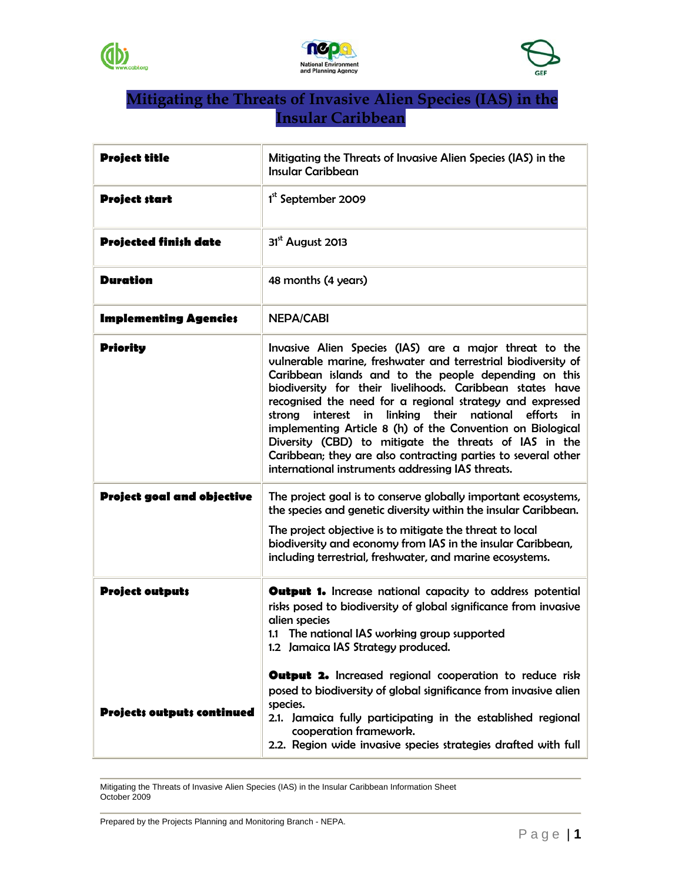# Mitigating the Threats of Invasive Alien Species (IAS) in the Insular Caribbean

| **Project title** | Mitigating the Threats of Invasive Alien Species (IAS) in the Insular Caribbean |
|---|---|
| **Project start** | 1st September 2009 |
| **Projected finish date** | 31st August 2013 |
| **Duration** | 48 months (4 years) |
| **Implementing Agencies** | NEPA/CABI |
| **Priority** | Invasive Alien Species (IAS) are a major threat to the vulnerable marine, freshwater and terrestrial biodiversity of Caribbean islands and to the people depending on this biodiversity for their livelihoods. Caribbean states have recognised the need for a regional strategy and expressed strong interest in linking their national efforts in implementing Article 8 (h) of the Convention on Biological Diversity (CBD) to mitigate the threats of IAS in the Caribbean; they are also contracting parties to several other international instruments addressing IAS threats. |
| **Project goal and objective** | The project goal is to conserve globally important ecosystems, the species and genetic diversity within the insular Caribbean.<br><br>The project objective is to mitigate the threat to local biodiversity and economy from IAS in the insular Caribbean, including terrestrial, freshwater, and marine ecosystems. |
| **Project outputs**<br><br>**Projects outputs continued** | **Output 1.** Increase national capacity to address potential risks posed to biodiversity of global significance from invasive alien species<br>1.1 The national IAS working group supported<br>1.2 Jamaica IAS Strategy produced.<br><br>**Output 2.** Increased regional cooperation to reduce risk posed to biodiversity of global significance from invasive alien species.<br>2.1. Jamaica fully participating in the established regional cooperation framework.<br>2.2. Region wide invasive species strategies drafted with full |

Mitigating the Threats of Invasive Alien Species (IAS) in the Insular Caribbean Information Sheet
October 2009

Prepared by the Projects Planning and Monitoring Branch - NEPA.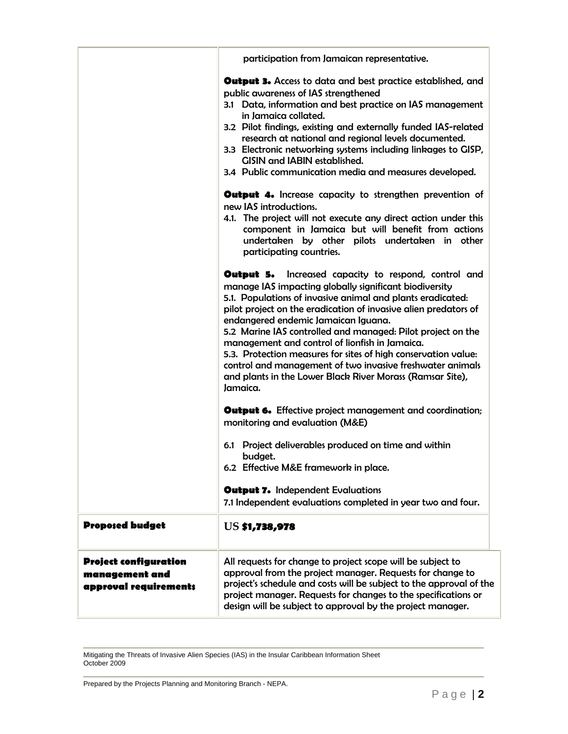| | |
|---|---|
| | participation from Jamaican representative.<br><br>**Output 3.** Access to data and best practice established, and public awareness of IAS strengthened<br>3.1 Data, information and best practice on IAS management in Jamaica collated.<br>3.2 Pilot findings, existing and externally funded IAS-related research at national and regional levels documented.<br>3.3 Electronic networking systems including linkages to GISP, GISIN and IABIN established.<br>3.4 Public communication media and measures developed.<br><br>**Output 4.** Increase capacity to strengthen prevention of new IAS introductions.<br>4.1. The project will not execute any direct action under this component in Jamaica but will benefit from actions undertaken by other pilots undertaken in other participating countries.<br><br>**Output 5.** Increased capacity to respond, control and manage IAS impacting globally significant biodiversity<br>5.1. Populations of invasive animal and plants eradicated: pilot project on the eradication of invasive alien predators of endangered endemic Jamaican Iguana.<br>5.2 Marine IAS controlled and managed: Pilot project on the management and control of lionfish in Jamaica.<br>5.3. Protection measures for sites of high conservation value: control and management of two invasive freshwater animals and plants in the Lower Black River Morass (Ramsar Site), Jamaica.<br><br>**Output 6.** Effective project management and coordination; monitoring and evaluation (M&E)<br><br>6.1 Project deliverables produced on time and within budget.<br>6.2 Effective M&E framework in place.<br><br>**Output 7.** Independent Evaluations<br>7.1 Independent evaluations completed in year two and four. |
| **Proposed budget** | US **$1,738,978** |
| **Project configuration management and approval requirements** | All requests for change to project scope will be subject to approval from the project manager. Requests for change to project's schedule and costs will be subject to the approval of the project manager. Requests for changes to the specifications or design will be subject to approval by the project manager. |